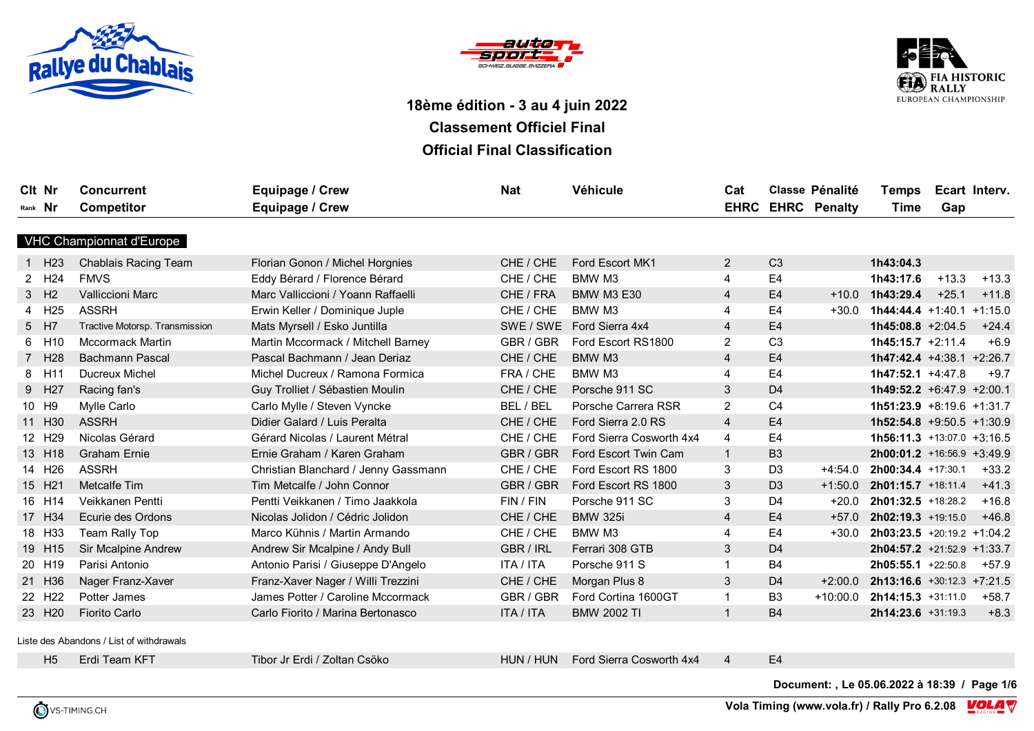# 18ème édition - 3 au 4 juin 2022

## Classement Officiel Final

## Official Final Classification

| Clt Rank | Nr | Concurrent Competitor | Equipage / Crew | Nat | Véhicule | Cat EHRC | Classe EHRC | Pénalité Penalty | Temps Time | Ecart Gap | Interv. |
|---|---|---|---|---|---|---|---|---|---|---|---|
| **VHC Championnat d'Europe** | | | | | | | | | | | |
| 1 | H23 | Chablais Racing Team | Florian Gonon / Michel Horgnies | CHE / CHE | Ford Escort MK1 | 2 | C3 | | **1h43:04.3** | | |
| 2 | H24 | FMVS | Eddy Bérard / Florence Bérard | CHE / CHE | BMW M3 | 4 | E4 | | **1h43:17.6** | +13.3 | +13.3 |
| 3 | H2 | Vallicciont Marc | Marc Vallicciont / Yoann Raffaelli | CHE / FRA | BMW M3 E30 | 4 | E4 | +10.0 | **1h43:29.4** | +25.1 | +11.8 |
| 4 | H25 | ASSRH | Erwin Keller / Dominique Juple | CHE / CHE | BMW M3 | 4 | E4 | +30.0 | **1h44:44.4** | +1:40.1 | +1:15.0 |
| 5 | H7 | Tractive Motorsp. Transmission | Mats Myrsell / Esko Juntilla | SWE / SWE | Ford Sierra 4x4 | 4 | E4 | | **1h45:08.8** | +2:04.5 | +24.4 |
| 6 | H10 | Mccormack Martin | Martin Mccormack / Mitchell Barney | GBR / GBR | Ford Escort RS1800 | 2 | C3 | | **1h45:15.7** | +2:11.4 | +6.9 |
| 7 | H28 | Bachmann Pascal | Pascal Bachmann / Jean Deriaz | CHE / CHE | BMW M3 | 4 | E4 | | **1h47:42.4** | +4:38.1 | +2:26.7 |
| 8 | H11 | Ducreux Michel | Michel Ducreux / Ramona Formica | FRA / CHE | BMW M3 | 4 | E4 | | **1h47:52.1** | +4:47.8 | +9.7 |
| 9 | H27 | Racing fan's | Guy Trolliet / Sébastien Moulin | CHE / CHE | Porsche 911 SC | 3 | D4 | | **1h49:52.2** | +6:47.9 | +2:00.1 |
| 10 | H9 | Mylle Carlo | Carlo Mylle / Steven Vyncke | BEL / BEL | Porsche Carrera RSR | 2 | C4 | | **1h51:23.9** | +8:19.6 | +1:31.7 |
| 11 | H30 | ASSRH | Didier Galard / Luis Peralta | CHE / CHE | Ford Sierra 2.0 RS | 4 | E4 | | **1h52:54.8** | +9:50.5 | +1:30.9 |
| 12 | H29 | Nicolas Gérard | Gérard Nicolas / Laurent Métral | CHE / CHE | Ford Sierra Cosworth 4x4 | 4 | E4 | | **1h56:11.3** | +13:07.0 | +3:16.5 |
| 13 | H18 | Graham Ernie | Ernie Graham / Karen Graham | GBR / GBR | Ford Escort Twin Cam | 1 | B3 | | **2h00:01.2** | +16:56.9 | +3:49.9 |
| 14 | H26 | ASSRH | Christian Blanchard / Jenny Gassmann | CHE / CHE | Ford Escort RS 1800 | 3 | D3 | +4:54.0 | **2h00:34.4** | +17:30.1 | +33.2 |
| 15 | H21 | Metcalfe Tim | Tim Metcalfe / John Connor | GBR / GBR | Ford Escort RS 1800 | 3 | D3 | +1:50.0 | **2h01:15.7** | +18:11.4 | +41.3 |
| 16 | H14 | Veikkanen Pentti | Pentti Veikkanen / Timo Jaakkola | FIN / FIN | Porsche 911 SC | 3 | D4 | +20.0 | **2h01:32.5** | +18:28.2 | +16.8 |
| 17 | H34 | Ecurie des Ordons | Nicolas Jolidon / Cédric Jolidon | CHE / CHE | BMW 325i | 4 | E4 | +57.0 | **2h02:19.3** | +19:15.0 | +46.8 |
| 18 | H33 | Team Rally Top | Marco Kühnis / Martin Armando | CHE / CHE | BMW M3 | 4 | E4 | +30.0 | **2h03:23.5** | +20:19.2 | +1:04.2 |
| 19 | H15 | Sir Mcalpine Andrew | Andrew Sir Mcalpine / Andy Bull | GBR / IRL | Ferrari 308 GTB | 3 | D4 | | **2h04:57.2** | +21:52.9 | +1:33.7 |
| 20 | H19 | Parisi Antonio | Antonio Parisi / Giuseppe D'Angelo | ITA / ITA | Porsche 911 S | 1 | B4 | | **2h05:55.1** | +22:50.8 | +57.9 |
| 21 | H36 | Nager Franz-Xaver | Franz-Xaver Nager / Willi Trezzini | CHE / CHE | Morgan Plus 8 | 3 | D4 | +2:00.0 | **2h13:16.6** | +30:12.3 | +7:21.5 |
| 22 | H22 | Potter James | James Potter / Caroline Mccormack | GBR / GBR | Ford Cortina 1600GT | 1 | B3 | +10:00.0 | **2h14:15.3** | +31:11.0 | +58.7 |
| 23 | H20 | Fiorito Carlo | Carlo Fiorito / Marina Bertonasco | ITA / ITA | BMW 2002 TI | 1 | B4 | | **2h14:23.6** | +31:19.3 | +8.3 |

Liste des Abandons / List of withdrawals

| | Nr | Concurrent | Equipage / Crew | Nat | Véhicule | Cat | Classe |
|---|---|---|---|---|---|---|---|
| | H5 | Erdi Team KFT | Tibor Jr Erdi / Zoltan Csöko | HUN / HUN | Ford Sierra Cosworth 4x4 | 4 | E4 |

Document: , Le 05.06.2022 à 18:39 / Page 1/6

Vola Timing (www.vola.fr) / Rally Pro 6.2.08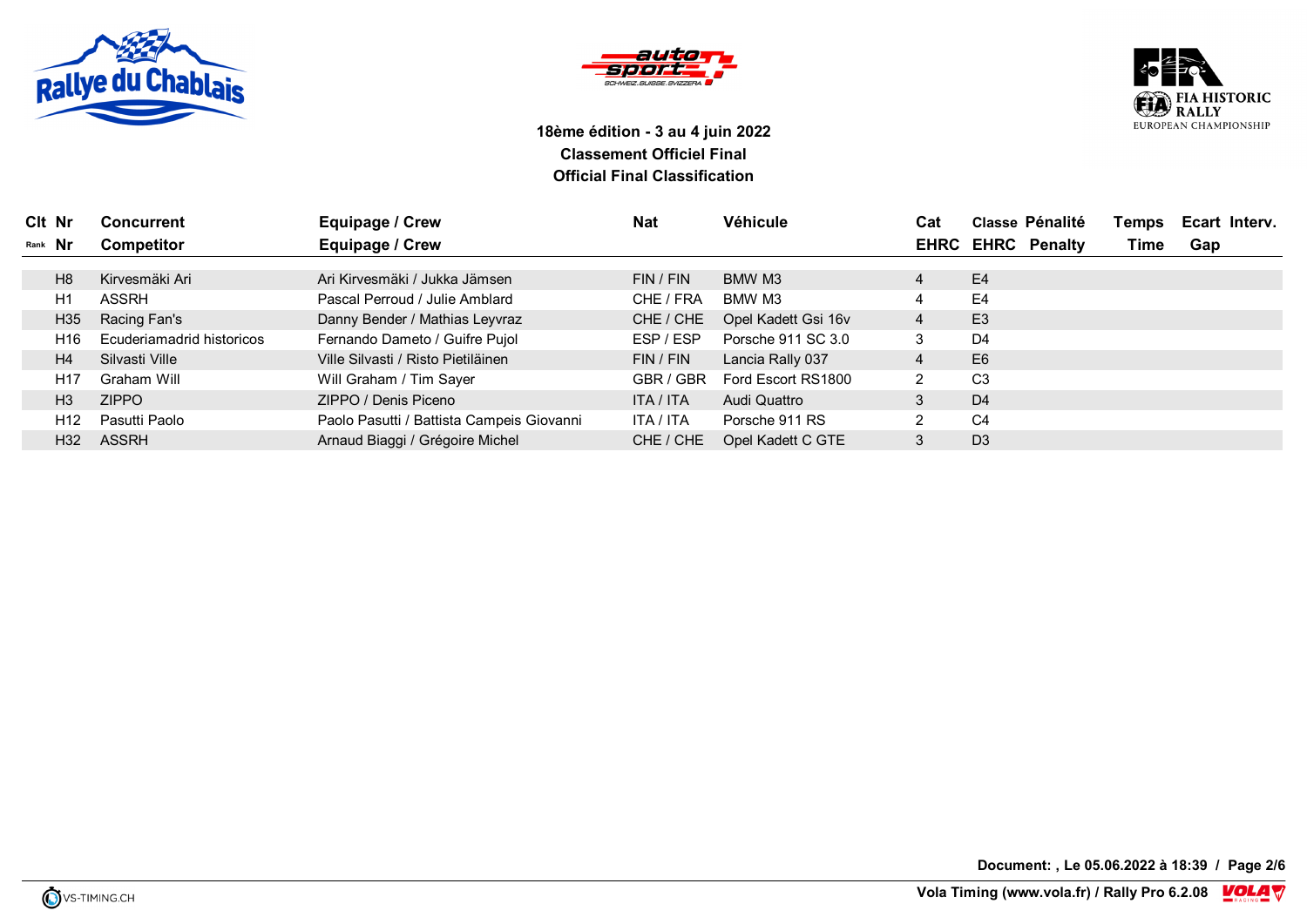**18ème édition - 3 au 4 juin 2022**
**Classement Officiel Final**
**Official Final Classification**

| Clt Rank | Nr | Concurrent Competitor | Equipage / Crew | Nat | Véhicule | Cat EHRC | Classe EHRC | Pénalité Penalty | Temps Time | Ecart Gap | Interv. |
|---|---|---|---|---|---|---|---|---|---|---|---|
| | H8 | Kirvesmäki Ari | Ari Kirvesmäki / Jukka Jämsen | FIN / FIN | BMW M3 | 4 | E4 | | | | |
| | H1 | ASSRH | Pascal Perroud / Julie Amblard | CHE / FRA | BMW M3 | 4 | E4 | | | | |
| | H35 | Racing Fan's | Danny Bender / Mathias Leyvraz | CHE / CHE | Opel Kadett Gsi 16v | 4 | E3 | | | | |
| | H16 | Ecuderiamadrid historicos | Fernando Dameto / Guifre Pujol | ESP / ESP | Porsche 911 SC 3.0 | 3 | D4 | | | | |
| | H4 | Silvasti Ville | Ville Silvasti / Risto Pietiläinen | FIN / FIN | Lancia Rally 037 | 4 | E6 | | | | |
| | H17 | Graham Will | Will Graham / Tim Sayer | GBR / GBR | Ford Escort RS1800 | 2 | C3 | | | | |
| | H3 | ZIPPO | ZIPPO / Denis Piceno | ITA / ITA | Audi Quattro | 3 | D4 | | | | |
| | H12 | Pasutti Paolo | Paolo Pasutti / Battista Campeis Giovanni | ITA / ITA | Porsche 911 RS | 2 | C4 | | | | |
| | H32 | ASSRH | Arnaud Biaggi / Grégoire Michel | CHE / CHE | Opel Kadett C GTE | 3 | D3 | | | | |

Document: , Le 05.06.2022 à 18:39

Vola Timing (www.vola.fr) / Rally Pro 6.2.08

VS-TIMING.CH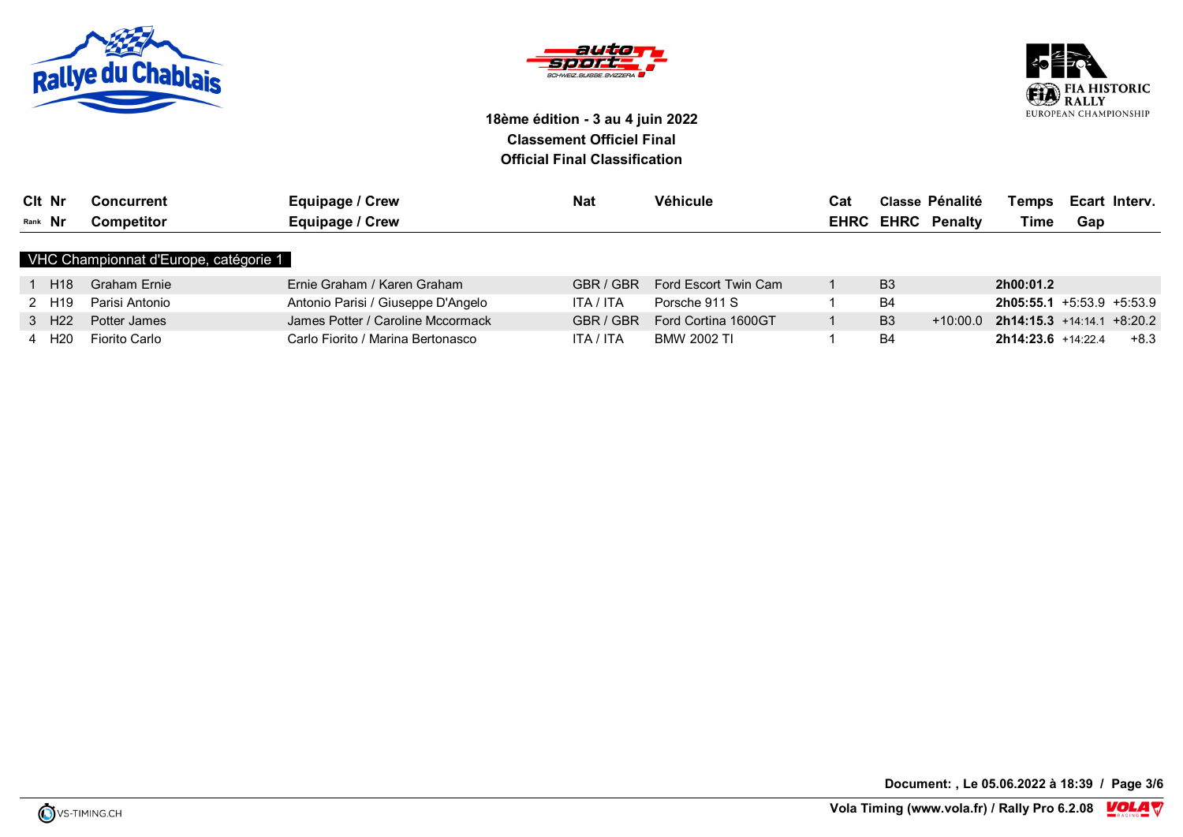18ème édition - 3 au 4 juin 2022
**Classement Officiel Final**
**Official Final Classification**

| Clt Rank | Nr | Concurrent Competitor | Equipage / Crew | Nat | Véhicule | Cat EHRC | Classe EHRC | Pénalité Penalty | Temps Time | Ecart Gap | Interv. |
|---|---|---|---|---|---|---|---|---|---|---|---|
| **VHC Championnat d'Europe, catégorie 1** | | | | | | | | | | | |
| 1 | H18 | Graham Ernie | Ernie Graham / Karen Graham | GBR / GBR | Ford Escort Twin Cam | 1 | B3 | | **2h00:01.2** | | |
| 2 | H19 | Parisi Antonio | Antonio Parisi / Giuseppe D'Angelo | ITA / ITA | Porsche 911 S | 1 | B4 | | **2h05:55.1** | +5:53.9 | +5:53.9 |
| 3 | H22 | Potter James | James Potter / Caroline Mccormack | GBR / GBR | Ford Cortina 1600GT | 1 | B3 | +10:00.0 | **2h14:15.3** | +14:14.1 | +8:20.2 |
| 4 | H20 | Fiorito Carlo | Carlo Fiorito / Marina Bertonasco | ITA / ITA | BMW 2002 TI | 1 | B4 | | **2h14:23.6** | +14:22.4 | +8.3 |

**Document: , Le 05.06.2022 à 18:39**

VS-TIMING.CH

Vola Timing (www.vola.fr) / Rally Pro 6.2.08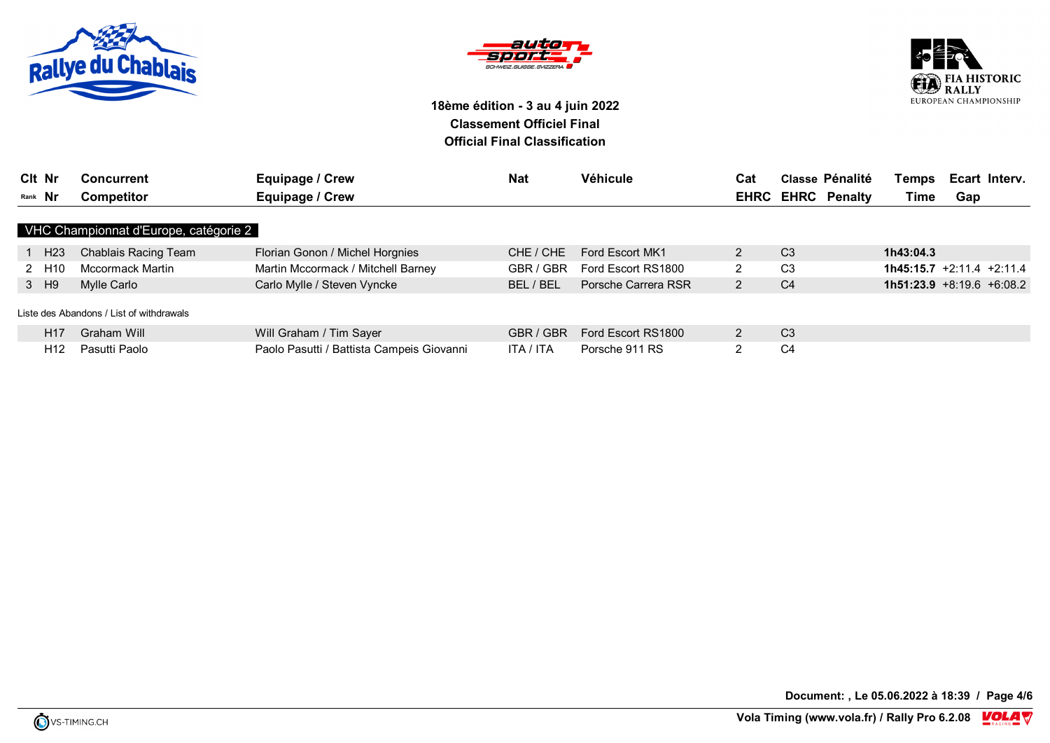**18ème édition - 3 au 4 juin 2022**
**Classement Officiel Final**
**Official Final Classification**

| Clt Rank | Nr | Concurrent Competitor | Equipage / Crew | Nat | Véhicule | Cat EHRC | Classe EHRC | Pénalité Penalty | Temps Time | Ecart Gap | Interv. |
|---|---|---|---|---|---|---|---|---|---|---|---|
| **VHC Championnat d'Europe, catégorie 2** | | | | | | | | | | | |
| 1 | H23 | Chablais Racing Team | Florian Gonon / Michel Horgnies | CHE / CHE | Ford Escort MK1 | 2 | C3 | | **1h43:04.3** | | |
| 2 | H10 | Mccormack Martin | Martin Mccormack / Mitchell Barney | GBR / GBR | Ford Escort RS1800 | 2 | C3 | | **1h45:15.7** | +2:11.4 | +2:11.4 |
| 3 | H9 | Mylle Carlo | Carlo Mylle / Steven Vyncke | BEL / BEL | Porsche Carrera RSR | 2 | C4 | | **1h51:23.9** | +8:19.6 | +6:08.2 |

Liste des Abandons / List of withdrawals

| Clt Rank | Nr | Concurrent Competitor | Equipage / Crew | Nat | Véhicule | Cat EHRC | Classe EHRC | Pénalité Penalty | Temps Time | Ecart Gap | Interv. |
|---|---|---|---|---|---|---|---|---|---|---|---|
| | H17 | Graham Will | Will Graham / Tim Sayer | GBR / GBR | Ford Escort RS1800 | 2 | C3 | | | | |
| | H12 | Pasutti Paolo | Paolo Pasutti / Battista Campeis Giovanni | ITA / ITA | Porsche 911 RS | 2 | C4 | | | | |

**Document: , Le 05.06.2022 à 18:39**

VS-TIMING.CH

**Vola Timing (www.vola.fr) / Rally Pro 6.2.08**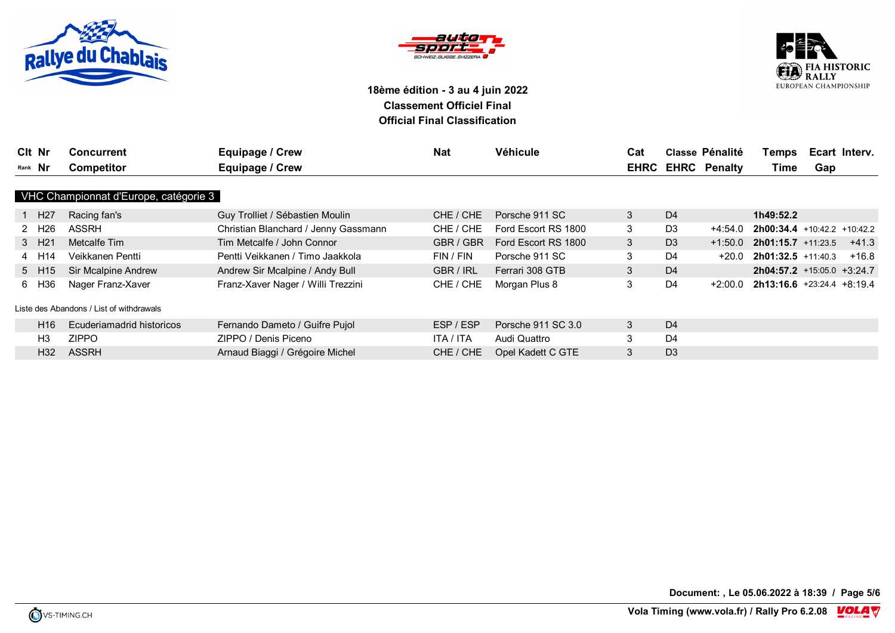**18ème édition - 3 au 4 juin 2022**
**Classement Officiel Final**
**Official Final Classification**

## VHC Championnat d'Europe, catégorie 3

| Clt Rank | Nr | Concurrent Competitor | Equipage / Crew | Nat | Véhicule | Cat EHRC | Classe EHRC | Pénalité Penalty | Temps Time | Ecart Gap | Interv. |
|---|---|---|---|---|---|---|---|---|---|---|---|
| 1 | H27 | Racing fan's | Guy Trolliet / Sébastien Moulin | CHE / CHE | Porsche 911 SC | 3 | D4 | | **1h49:52.2** | | |
| 2 | H26 | ASSRH | Christian Blanchard / Jenny Gassmann | CHE / CHE | Ford Escort RS 1800 | 3 | D3 | +4:54.0 | **2h00:34.4** | +10:42.2 | +10:42.2 |
| 3 | H21 | Metcalfe Tim | Tim Metcalfe / John Connor | GBR / GBR | Ford Escort RS 1800 | 3 | D3 | +1:50.0 | **2h01:15.7** | +11:23.5 | +41.3 |
| 4 | H14 | Veikkanen Pentti | Pentti Veikkanen / Timo Jaakkola | FIN / FIN | Porsche 911 SC | 3 | D4 | +20.0 | **2h01:32.5** | +11:40.3 | +16.8 |
| 5 | H15 | Sir Mcalpine Andrew | Andrew Sir Mcalpine / Andy Bull | GBR / IRL | Ferrari 308 GTB | 3 | D4 | | **2h04:57.2** | +15:05.0 | +3:24.7 |
| 6 | H36 | Nager Franz-Xaver | Franz-Xaver Nager / Willi Trezzini | CHE / CHE | Morgan Plus 8 | 3 | D4 | +2:00.0 | **2h13:16.6** | +23:24.4 | +8:19.4 |

Liste des Abandons / List of withdrawals

| Clt Rank | Nr | Concurrent Competitor | Equipage / Crew | Nat | Véhicule | Cat EHRC | Classe EHRC | Pénalité Penalty | Temps Time | Ecart Gap | Interv. |
|---|---|---|---|---|---|---|---|---|---|---|---|
| | H16 | Ecuderiamadrid historicos | Fernando Dameto / Guifre Pujol | ESP / ESP | Porsche 911 SC 3.0 | 3 | D4 | | | | |
| | H3 | ZIPPO | ZIPPO / Denis Piceno | ITA / ITA | Audi Quattro | 3 | D4 | | | | |
| | H32 | ASSRH | Arnaud Biaggi / Grégoire Michel | CHE / CHE | Opel Kadett C GTE | 3 | D3 | | | | |

**Document: , Le 05.06.2022 à 18:39**

Vola Timing (www.vola.fr) / Rally Pro 6.2.08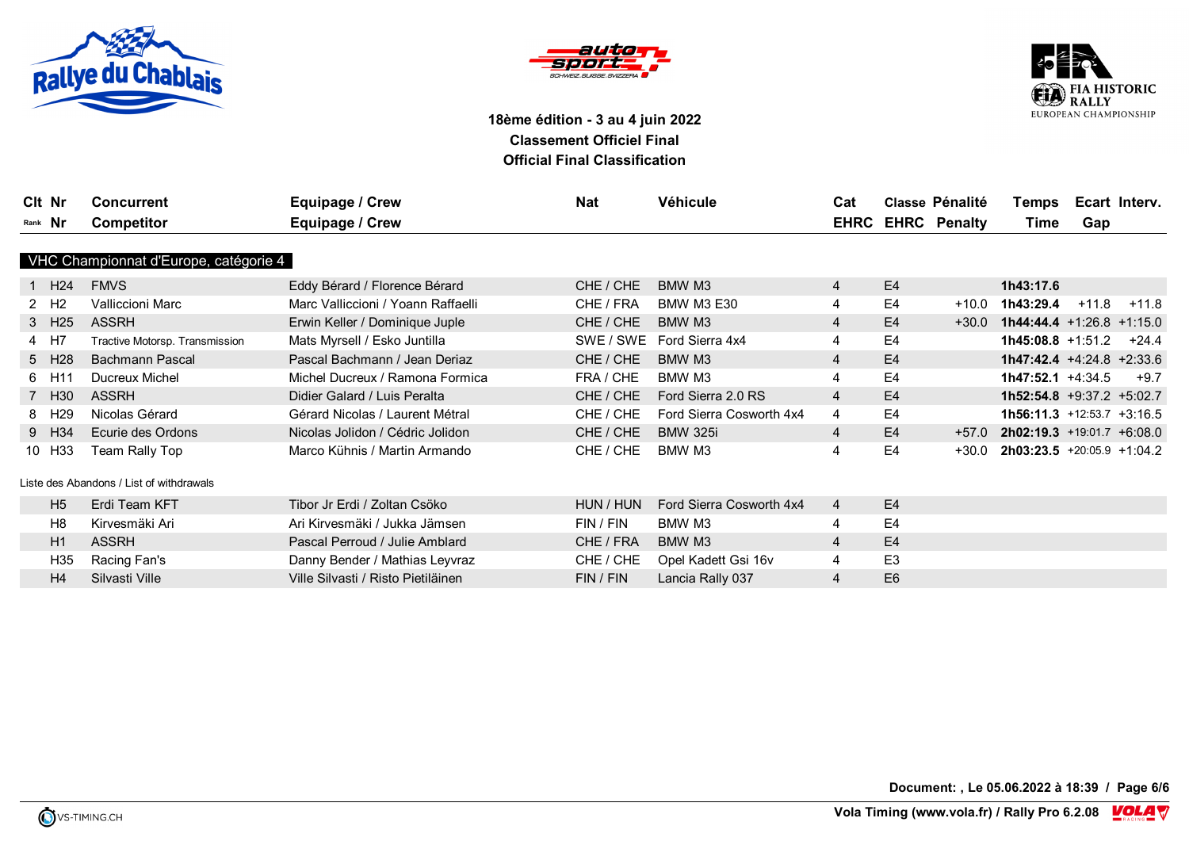**18ème édition - 3 au 4 juin 2022**
**Classement Officiel Final**
**Official Final Classification**

| Clt Rank | Nr | Concurrent Competitor | Equipage / Crew | Nat | Véhicule | Cat EHRC | Classe EHRC | Pénalité Penalty | Temps Time | Ecart Gap | Interv. |
|---|---|---|---|---|---|---|---|---|---|---|---|
| **VHC Championnat d'Europe, catégorie 4** | | | | | | | | | | | |
| 1 | H24 | FMVS | Eddy Bérard / Florence Bérard | CHE / CHE | BMW M3 | 4 | E4 | | **1h43:17.6** | | |
| 2 | H2 | Valliccioni Marc | Marc Vallicioni / Yoann Raffaelli | CHE / FRA | BMW M3 E30 | 4 | E4 | +10.0 | **1h43:29.4** | +11.8 | +11.8 |
| 3 | H25 | ASSRH | Erwin Keller / Dominique Juple | CHE / CHE | BMW M3 | 4 | E4 | +30.0 | **1h44:44.4** | +1:26.8 | +1:15.0 |
| 4 | H7 | Tractive Motorsp. Transmission | Mats Myrsell / Esko Juntilla | SWE / SWE | Ford Sierra 4x4 | 4 | E4 | | **1h45:08.8** | +1:51.2 | +24.4 |
| 5 | H28 | Bachmann Pascal | Pascal Bachmann / Jean Deriaz | CHE / CHE | BMW M3 | 4 | E4 | | **1h47:42.4** | +4:24.8 | +2:33.6 |
| 6 | H11 | Ducreux Michel | Michel Ducreux / Ramona Formica | FRA / CHE | BMW M3 | 4 | E4 | | **1h47:52.1** | +4:34.5 | +9.7 |
| 7 | H30 | ASSRH | Didier Galard / Luis Peralta | CHE / CHE | Ford Sierra 2.0 RS | 4 | E4 | | **1h52:54.8** | +9:37.2 | +5:02.7 |
| 8 | H29 | Nicolas Gérard | Gérard Nicolas / Laurent Métral | CHE / CHE | Ford Sierra Cosworth 4x4 | 4 | E4 | | **1h56:11.3** | +12:53.7 | +3:16.5 |
| 9 | H34 | Ecurie des Ordons | Nicolas Jolidon / Cédric Jolidon | CHE / CHE | BMW 325i | 4 | E4 | +57.0 | **2h02:19.3** | +19:01.7 | +6:08.0 |
| 10 | H33 | Team Rally Top | Marco Kühnis / Martin Armando | CHE / CHE | BMW M3 | 4 | E4 | +30.0 | **2h03:23.5** | +20:05.9 | +1:04.2 |

Liste des Abandons / List of withdrawals

| | Nr | Concurrent | Equipage / Crew | Nat | Véhicule | Cat EHRC | Classe EHRC |
|---|---|---|---|---|---|---|---|
| | H5 | Erdi Team KFT | Tibor Jr Erdi / Zoltan Csöko | HUN / HUN | Ford Sierra Cosworth 4x4 | 4 | E4 |
| | H8 | Kirvesmäki Ari | Ari Kirvesmäki / Jukka Jämsen | FIN / FIN | BMW M3 | 4 | E4 |
| | H1 | ASSRH | Pascal Perroud / Julie Amblard | CHE / FRA | BMW M3 | 4 | E4 |
| | H35 | Racing Fan's | Danny Bender / Mathias Leyvraz | CHE / CHE | Opel Kadett Gsi 16v | 4 | E3 |
| | H4 | Silvasti Ville | Ville Silvasti / Risto Pietiläinen | FIN / FIN | Lancia Rally 037 | 4 | E6 |

**Document: , Le 05.06.2022 à 18:39**

Vola Timing (www.vola.fr) / Rally Pro 6.2.08

VS-TIMING.CH